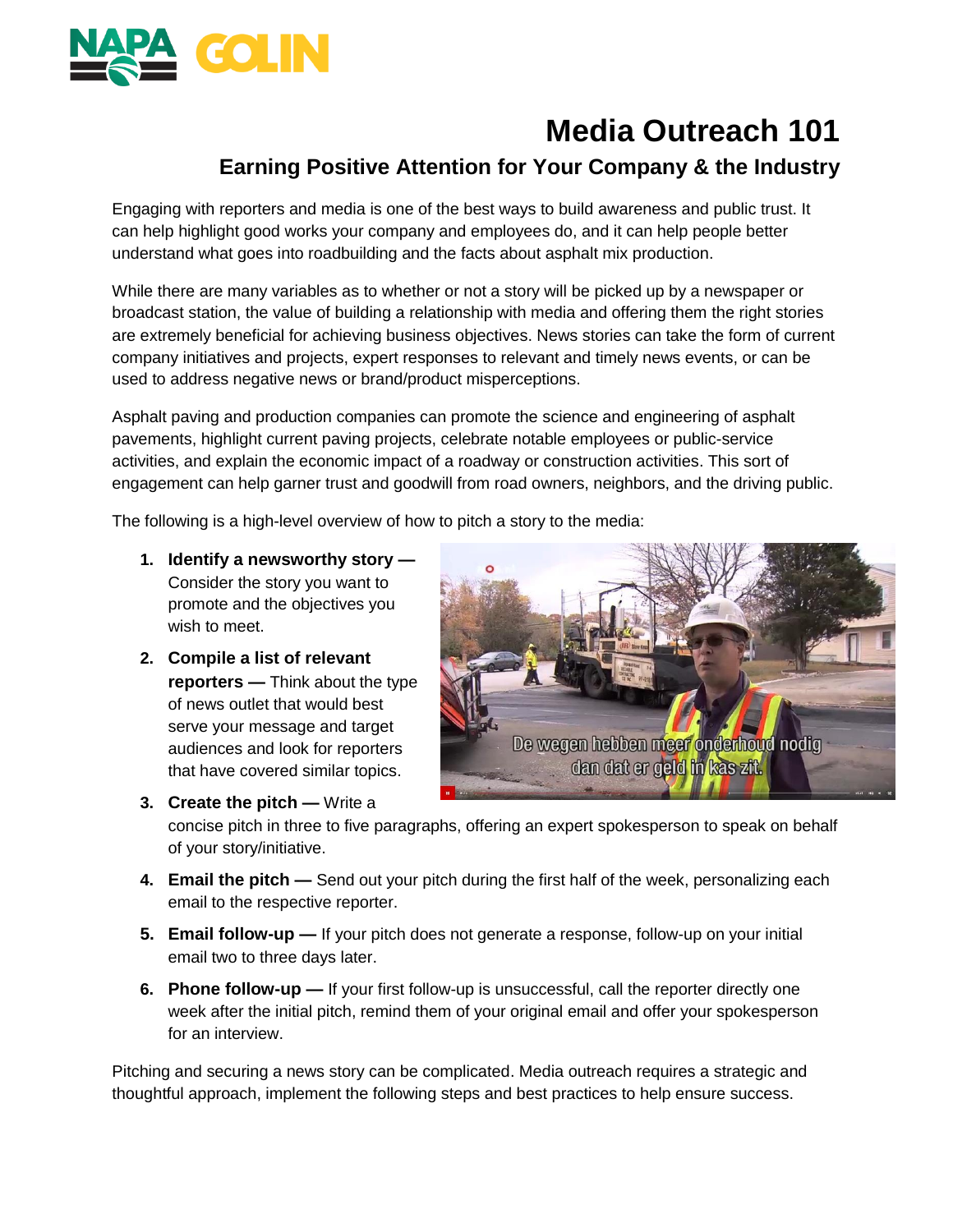# Media Outreach 101

## Earning Positive Attention for Your Company & the Industry

Engaging with reporters and media is one of the best ways to build awareness and public trust. It can help highlight good works your company and employees do, and it can help people better understand what goes into roadbuilding and the facts about asphalt mix production.

While there are many variables as to whether or not a story will be picked up by a newspaper or broadcast station, the value of building a relationship with media and offering them the right stories are extremely beneficial for achieving business objectives. News stories can take the form of current company initiatives and projects, expert responses to relevant and timely news events, or can be used to address negative news or brand/product misperceptions.

Asphalt paving and production companies can promote the science and engineering of asphalt pavements, highlight current paving projects, celebrate notable employees or public-service activities, and explain the economic impact of a roadway or construction activities. This sort of engagement can help garner trust and goodwill from road owners, neighbors, and the driving public.

The following is a high-level overview of how to pitch a story to the media:

1. **Identify a newsworthy story —** Consider the story you want to promote and the objectives you wish to meet.
2. **Compile a list of relevant reporters —** Think about the type of news outlet that would best serve your message and target audiences and look for reporters that have covered similar topics.
3. **Create the pitch —** Write a concise pitch in three to five paragraphs, offering an expert spokesperson to speak on behalf of your story/initiative.
4. **Email the pitch —** Send out your pitch during the first half of the week, personalizing each email to the respective reporter.
5. **Email follow-up —** If your pitch does not generate a response, follow-up on your initial email two to three days later.
6. **Phone follow-up —** If your first follow-up is unsuccessful, call the reporter directly one week after the initial pitch, remind them of your original email and offer your spokesperson for an interview.

Pitching and securing a news story can be complicated. Media outreach requires a strategic and thoughtful approach, implement the following steps and best practices to help ensure success.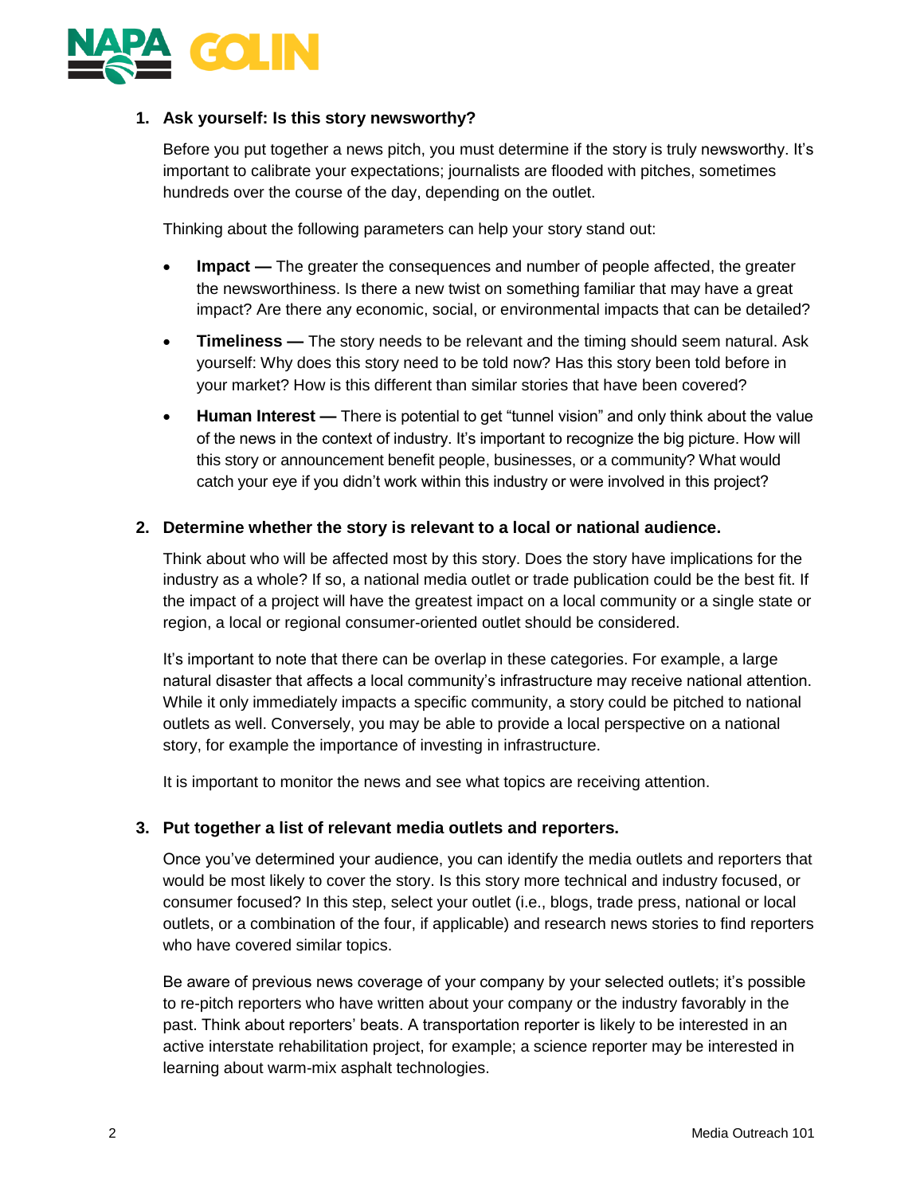1. **Ask yourself: Is this story newsworthy?**

   Before you put together a news pitch, you must determine if the story is truly newsworthy. It's important to calibrate your expectations; journalists are flooded with pitches, sometimes hundreds over the course of the day, depending on the outlet.

   Thinking about the following parameters can help your story stand out:

   - **Impact —** The greater the consequences and number of people affected, the greater the newsworthiness. Is there a new twist on something familiar that may have a great impact? Are there any economic, social, or environmental impacts that can be detailed?
   - **Timeliness —** The story needs to be relevant and the timing should seem natural. Ask yourself: Why does this story need to be told now? Has this story been told before in your market? How is this different than similar stories that have been covered?
   - **Human Interest —** There is potential to get "tunnel vision" and only think about the value of the news in the context of industry. It's important to recognize the big picture. How will this story or announcement benefit people, businesses, or a community? What would catch your eye if you didn't work within this industry or were involved in this project?

2. **Determine whether the story is relevant to a local or national audience.**

   Think about who will be affected most by this story. Does the story have implications for the industry as a whole? If so, a national media outlet or trade publication could be the best fit. If the impact of a project will have the greatest impact on a local community or a single state or region, a local or regional consumer-oriented outlet should be considered.

   It's important to note that there can be overlap in these categories. For example, a large natural disaster that affects a local community's infrastructure may receive national attention. While it only immediately impacts a specific community, a story could be pitched to national outlets as well. Conversely, you may be able to provide a local perspective on a national story, for example the importance of investing in infrastructure.

   It is important to monitor the news and see what topics are receiving attention.

3. **Put together a list of relevant media outlets and reporters.**

   Once you've determined your audience, you can identify the media outlets and reporters that would be most likely to cover the story. Is this story more technical and industry focused, or consumer focused? In this step, select your outlet (i.e., blogs, trade press, national or local outlets, or a combination of the four, if applicable) and research news stories to find reporters who have covered similar topics.

   Be aware of previous news coverage of your company by your selected outlets; it's possible to re-pitch reporters who have written about your company or the industry favorably in the past. Think about reporters' beats. A transportation reporter is likely to be interested in an active interstate rehabilitation project, for example; a science reporter may be interested in learning about warm-mix asphalt technologies.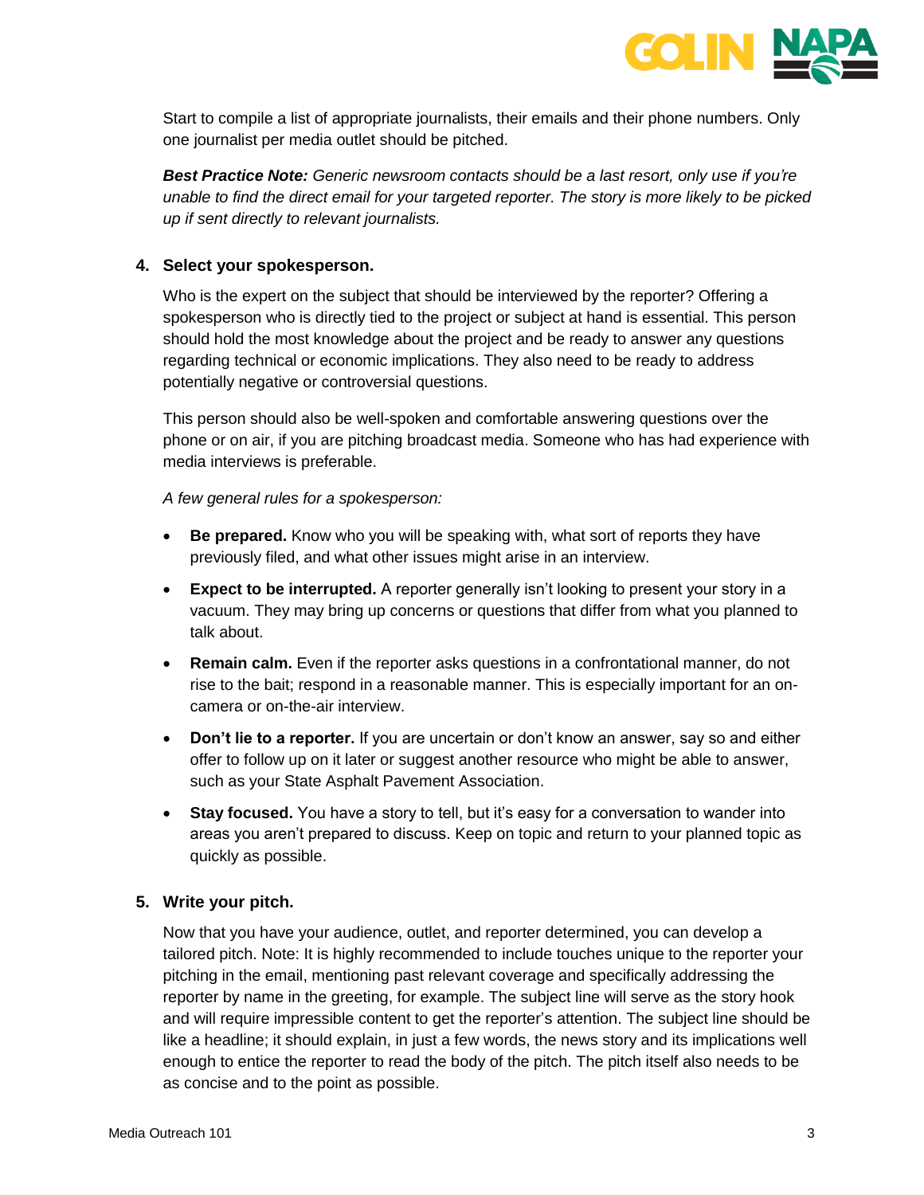Start to compile a list of appropriate journalists, their emails and their phone numbers. Only one journalist per media outlet should be pitched.

***Best Practice Note:*** *Generic newsroom contacts should be a last resort, only use if you're unable to find the direct email for your targeted reporter. The story is more likely to be picked up if sent directly to relevant journalists.*

4. **Select your spokesperson.**

   Who is the expert on the subject that should be interviewed by the reporter? Offering a spokesperson who is directly tied to the project or subject at hand is essential. This person should hold the most knowledge about the project and be ready to answer any questions regarding technical or economic implications. They also need to be ready to address potentially negative or controversial questions.

   This person should also be well-spoken and comfortable answering questions over the phone or on air, if you are pitching broadcast media. Someone who has had experience with media interviews is preferable.

   *A few general rules for a spokesperson:*

   - **Be prepared.** Know who you will be speaking with, what sort of reports they have previously filed, and what other issues might arise in an interview.
   - **Expect to be interrupted.** A reporter generally isn't looking to present your story in a vacuum. They may bring up concerns or questions that differ from what you planned to talk about.
   - **Remain calm.** Even if the reporter asks questions in a confrontational manner, do not rise to the bait; respond in a reasonable manner. This is especially important for an on-camera or on-the-air interview.
   - **Don't lie to a reporter.** If you are uncertain or don't know an answer, say so and either offer to follow up on it later or suggest another resource who might be able to answer, such as your State Asphalt Pavement Association.
   - **Stay focused.** You have a story to tell, but it's easy for a conversation to wander into areas you aren't prepared to discuss. Keep on topic and return to your planned topic as quickly as possible.

5. **Write your pitch.**

   Now that you have your audience, outlet, and reporter determined, you can develop a tailored pitch. Note: It is highly recommended to include touches unique to the reporter your pitching in the email, mentioning past relevant coverage and specifically addressing the reporter by name in the greeting, for example. The subject line will serve as the story hook and will require impressible content to get the reporter's attention. The subject line should be like a headline; it should explain, in just a few words, the news story and its implications well enough to entice the reporter to read the body of the pitch. The pitch itself also needs to be as concise and to the point as possible.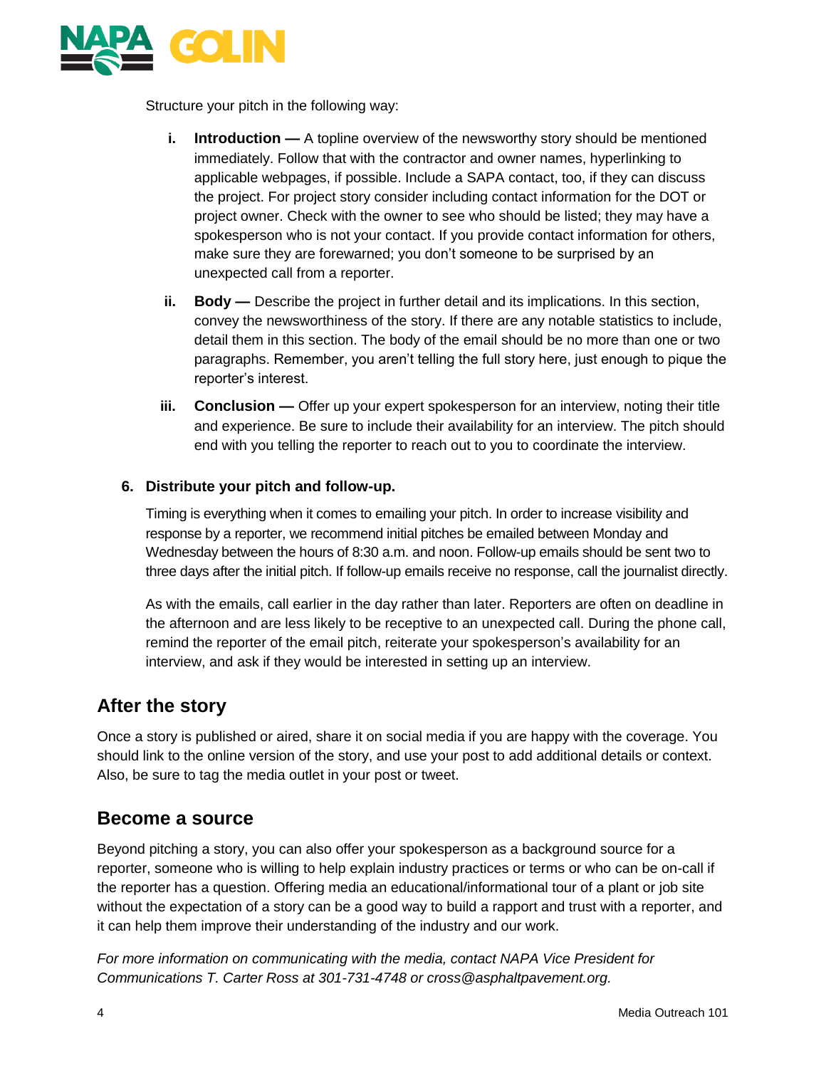Structure your pitch in the following way:

i. **Introduction —** A topline overview of the newsworthy story should be mentioned immediately. Follow that with the contractor and owner names, hyperlinking to applicable webpages, if possible. Include a SAPA contact, too, if they can discuss the project. For project story consider including contact information for the DOT or project owner. Check with the owner to see who should be listed; they may have a spokesperson who is not your contact. If you provide contact information for others, make sure they are forewarned; you don't someone to be surprised by an unexpected call from a reporter.

ii. **Body —** Describe the project in further detail and its implications. In this section, convey the newsworthiness of the story. If there are any notable statistics to include, detail them in this section. The body of the email should be no more than one or two paragraphs. Remember, you aren't telling the full story here, just enough to pique the reporter's interest.

iii. **Conclusion —** Offer up your expert spokesperson for an interview, noting their title and experience. Be sure to include their availability for an interview. The pitch should end with you telling the reporter to reach out to you to coordinate the interview.

**6. Distribute your pitch and follow-up.**

Timing is everything when it comes to emailing your pitch. In order to increase visibility and response by a reporter, we recommend initial pitches be emailed between Monday and Wednesday between the hours of 8:30 a.m. and noon. Follow-up emails should be sent two to three days after the initial pitch. If follow-up emails receive no response, call the journalist directly.

As with the emails, call earlier in the day rather than later. Reporters are often on deadline in the afternoon and are less likely to be receptive to an unexpected call. During the phone call, remind the reporter of the email pitch, reiterate your spokesperson's availability for an interview, and ask if they would be interested in setting up an interview.

## After the story

Once a story is published or aired, share it on social media if you are happy with the coverage. You should link to the online version of the story, and use your post to add additional details or context. Also, be sure to tag the media outlet in your post or tweet.

## Become a source

Beyond pitching a story, you can also offer your spokesperson as a background source for a reporter, someone who is willing to help explain industry practices or terms or who can be on-call if the reporter has a question. Offering media an educational/informational tour of a plant or job site without the expectation of a story can be a good way to build a rapport and trust with a reporter, and it can help them improve their understanding of the industry and our work.

*For more information on communicating with the media, contact NAPA Vice President for Communications T. Carter Ross at 301-731-4748 or cross@asphaltpavement.org.*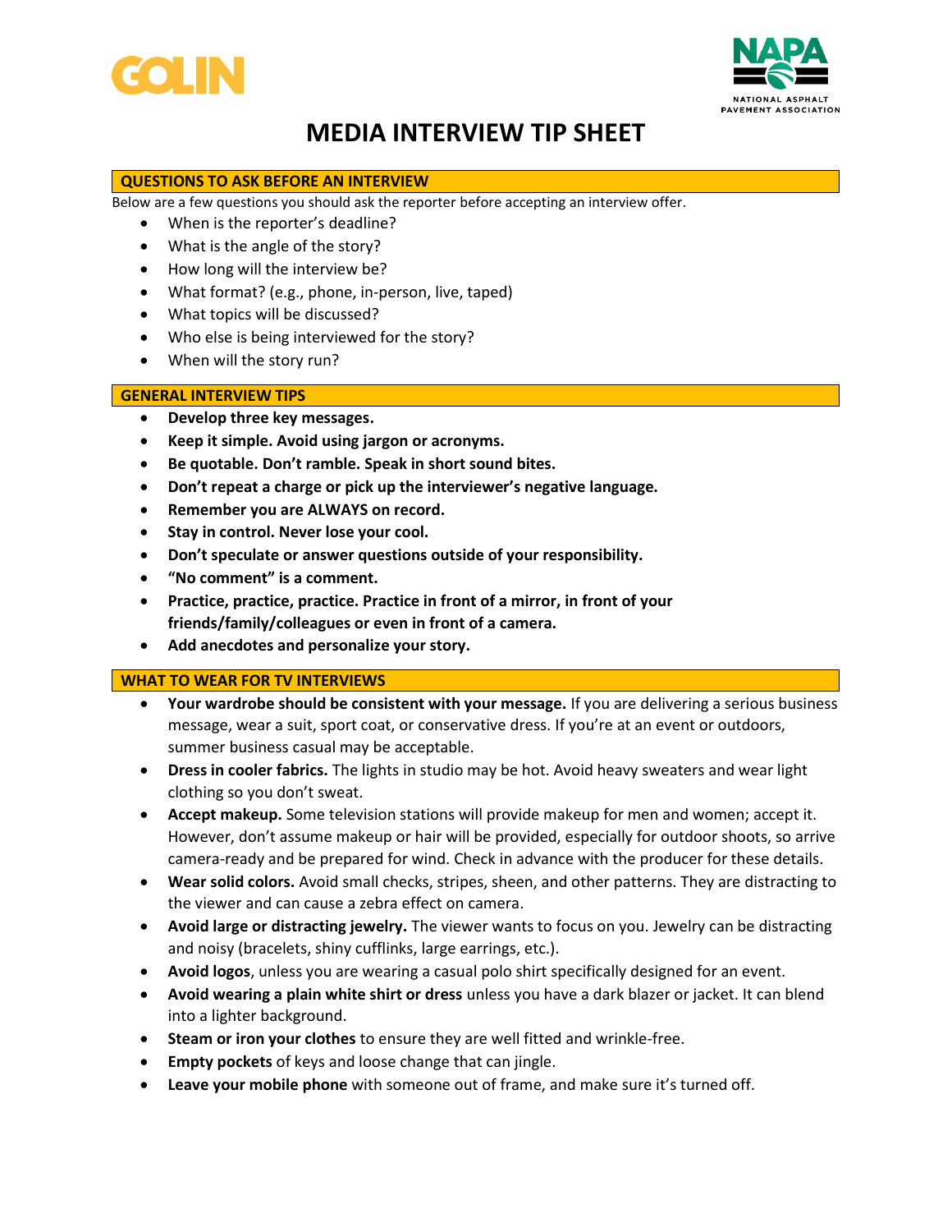# MEDIA INTERVIEW TIP SHEET

## QUESTIONS TO ASK BEFORE AN INTERVIEW

Below are a few questions you should ask the reporter before accepting an interview offer.

- When is the reporter's deadline?
- What is the angle of the story?
- How long will the interview be?
- What format? (e.g., phone, in-person, live, taped)
- What topics will be discussed?
- Who else is being interviewed for the story?
- When will the story run?

## GENERAL INTERVIEW TIPS

- **Develop three key messages.**
- **Keep it simple. Avoid using jargon or acronyms.**
- **Be quotable. Don't ramble. Speak in short sound bites.**
- **Don't repeat a charge or pick up the interviewer's negative language.**
- **Remember you are ALWAYS on record.**
- **Stay in control. Never lose your cool.**
- **Don't speculate or answer questions outside of your responsibility.**
- **"No comment" is a comment.**
- **Practice, practice, practice. Practice in front of a mirror, in front of your friends/family/colleagues or even in front of a camera.**
- **Add anecdotes and personalize your story.**

## WHAT TO WEAR FOR TV INTERVIEWS

- **Your wardrobe should be consistent with your message.** If you are delivering a serious business message, wear a suit, sport coat, or conservative dress. If you're at an event or outdoors, summer business casual may be acceptable.
- **Dress in cooler fabrics.** The lights in studio may be hot. Avoid heavy sweaters and wear light clothing so you don't sweat.
- **Accept makeup.** Some television stations will provide makeup for men and women; accept it. However, don't assume makeup or hair will be provided, especially for outdoor shoots, so arrive camera-ready and be prepared for wind. Check in advance with the producer for these details.
- **Wear solid colors.** Avoid small checks, stripes, sheen, and other patterns. They are distracting to the viewer and can cause a zebra effect on camera.
- **Avoid large or distracting jewelry.** The viewer wants to focus on you. Jewelry can be distracting and noisy (bracelets, shiny cufflinks, large earrings, etc.).
- **Avoid logos**, unless you are wearing a casual polo shirt specifically designed for an event.
- **Avoid wearing a plain white shirt or dress** unless you have a dark blazer or jacket. It can blend into a lighter background.
- **Steam or iron your clothes** to ensure they are well fitted and wrinkle-free.
- **Empty pockets** of keys and loose change that can jingle.
- **Leave your mobile phone** with someone out of frame, and make sure it's turned off.